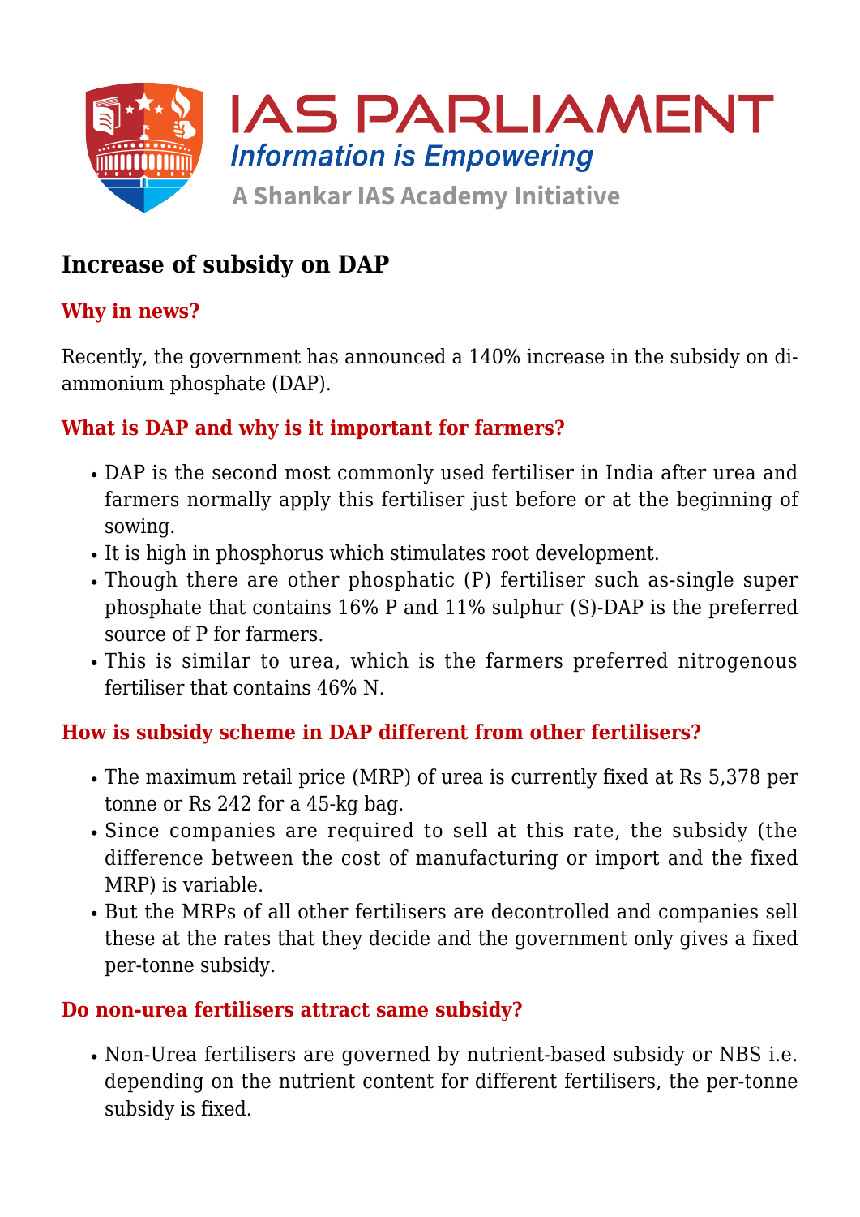# Increase of subsidy on DAP

## Why in news?

Recently, the government has announced a 140% increase in the subsidy on di-ammonium phosphate (DAP).

## What is DAP and why is it important for farmers?

- DAP is the second most commonly used fertiliser in India after urea and farmers normally apply this fertiliser just before or at the beginning of sowing.
- It is high in phosphorus which stimulates root development.
- Though there are other phosphatic (P) fertiliser such as-single super phosphate that contains 16% P and 11% sulphur (S)-DAP is the preferred source of P for farmers.
- This is similar to urea, which is the farmers preferred nitrogenous fertiliser that contains 46% N.

## How is subsidy scheme in DAP different from other fertilisers?

- The maximum retail price (MRP) of urea is currently fixed at Rs 5,378 per tonne or Rs 242 for a 45-kg bag.
- Since companies are required to sell at this rate, the subsidy (the difference between the cost of manufacturing or import and the fixed MRP) is variable.
- But the MRPs of all other fertilisers are decontrolled and companies sell these at the rates that they decide and the government only gives a fixed per-tonne subsidy.

## Do non-urea fertilisers attract same subsidy?

- Non-Urea fertilisers are governed by nutrient-based subsidy or NBS i.e. depending on the nutrient content for different fertilisers, the per-tonne subsidy is fixed.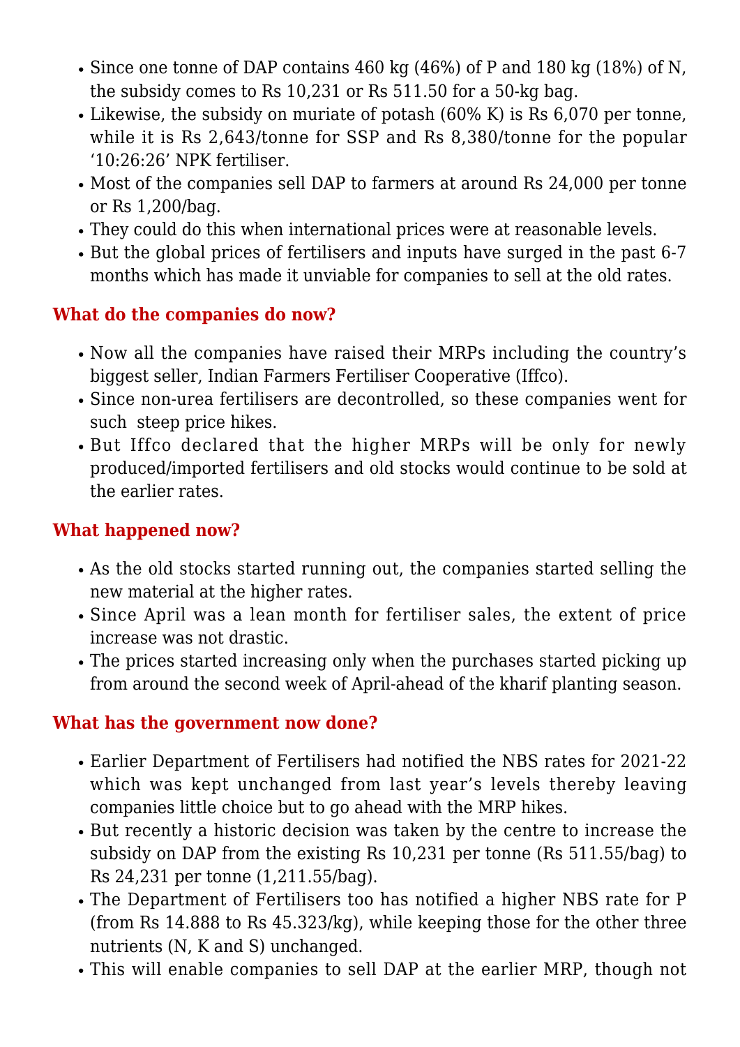- Since one tonne of DAP contains 460 kg (46%) of P and 180 kg (18%) of N, the subsidy comes to Rs 10,231 or Rs 511.50 for a 50-kg bag.
- Likewise, the subsidy on muriate of potash (60% K) is Rs 6,070 per tonne, while it is Rs 2,643/tonne for SSP and Rs 8,380/tonne for the popular '10:26:26' NPK fertiliser.
- Most of the companies sell DAP to farmers at around Rs 24,000 per tonne or Rs 1,200/bag.
- They could do this when international prices were at reasonable levels.
- But the global prices of fertilisers and inputs have surged in the past 6-7 months which has made it unviable for companies to sell at the old rates.

## What do the companies do now?

- Now all the companies have raised their MRPs including the country's biggest seller, Indian Farmers Fertiliser Cooperative (Iffco).
- Since non-urea fertilisers are decontrolled, so these companies went for such steep price hikes.
- But Iffco declared that the higher MRPs will be only for newly produced/imported fertilisers and old stocks would continue to be sold at the earlier rates.

## What happened now?

- As the old stocks started running out, the companies started selling the new material at the higher rates.
- Since April was a lean month for fertiliser sales, the extent of price increase was not drastic.
- The prices started increasing only when the purchases started picking up from around the second week of April-ahead of the kharif planting season.

## What has the government now done?

- Earlier Department of Fertilisers had notified the NBS rates for 2021-22 which was kept unchanged from last year's levels thereby leaving companies little choice but to go ahead with the MRP hikes.
- But recently a historic decision was taken by the centre to increase the subsidy on DAP from the existing Rs 10,231 per tonne (Rs 511.55/bag) to Rs 24,231 per tonne (1,211.55/bag).
- The Department of Fertilisers too has notified a higher NBS rate for P (from Rs 14.888 to Rs 45.323/kg), while keeping those for the other three nutrients (N, K and S) unchanged.
- This will enable companies to sell DAP at the earlier MRP, though not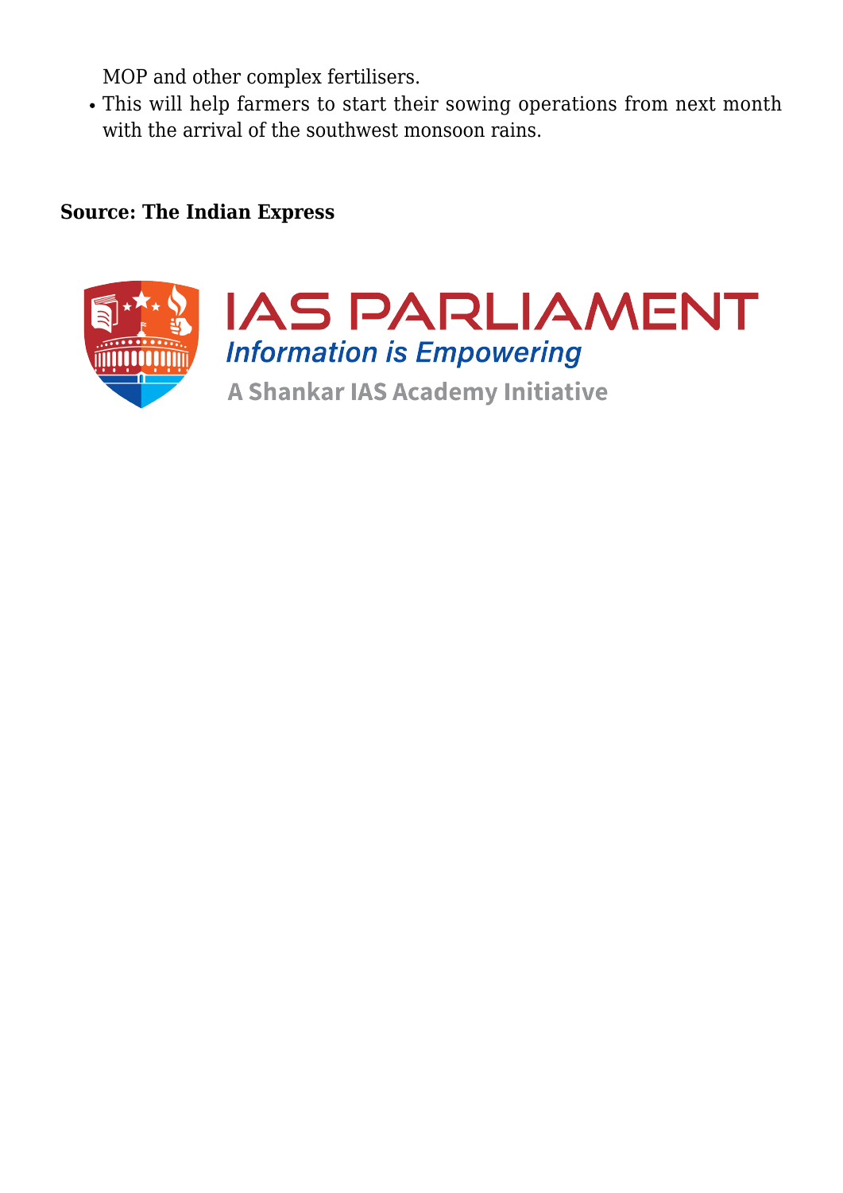MOP and other complex fertilisers.

- This will help farmers to start their sowing operations from next month with the arrival of the southwest monsoon rains.

**Source: The Indian Express**